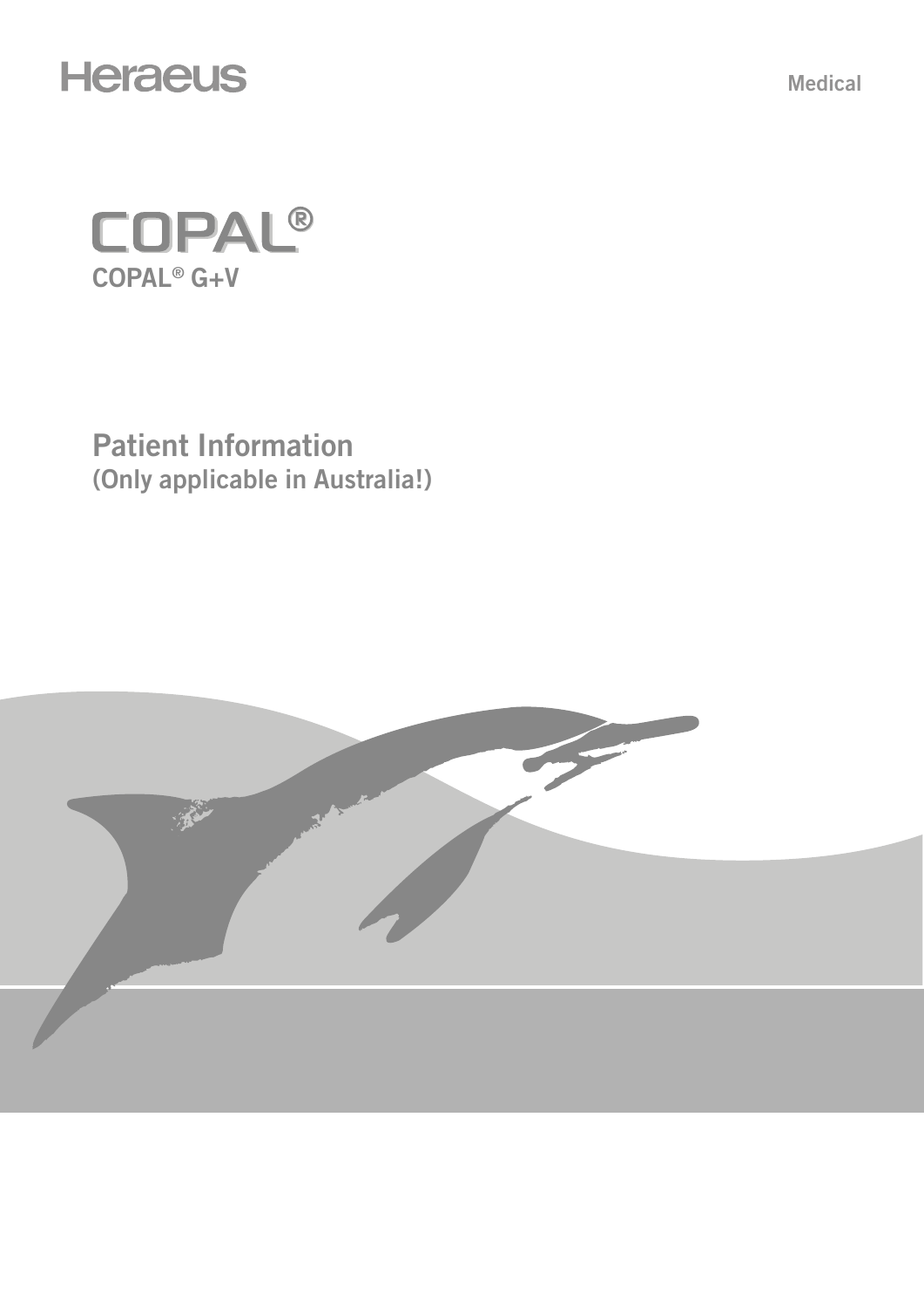Heraeus

Medical

# COPAL®

## COPAL® G+V

## Patient Information

### (Only applicable in Australia!)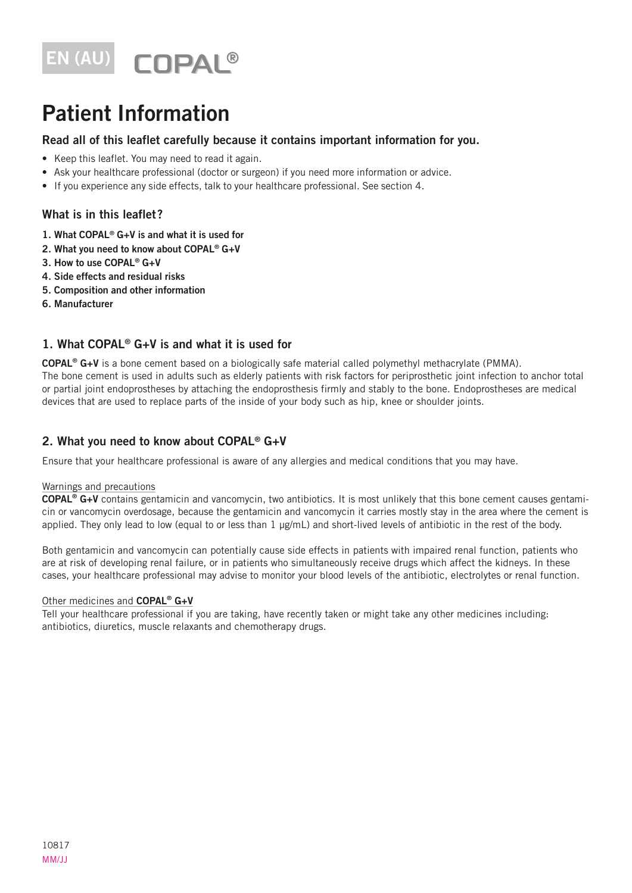EN (AU) COPAL®

# Patient Information

### Read all of this leaflet carefully because it contains important information for you.

- Keep this leaflet. You may need to read it again.
- Ask your healthcare professional (doctor or surgeon) if you need more information or advice.
- If you experience any side effects, talk to your healthcare professional. See section 4.

### What is in this leaflet?

1. **What COPAL® G+V is and what it is used for**
2. **What you need to know about COPAL® G+V**
3. **How to use COPAL® G+V**
4. **Side effects and residual risks**
5. **Composition and other information**
6. **Manufacturer**

## 1. What COPAL® G+V is and what it is used for

**COPAL® G+V** is a bone cement based on a biologically safe material called polymethyl methacrylate (PMMA).
The bone cement is used in adults such as elderly patients with risk factors for periprosthetic joint infection to anchor total or partial joint endoprostheses by attaching the endoprosthesis firmly and stably to the bone. Endoprostheses are medical devices that are used to replace parts of the inside of your body such as hip, knee or shoulder joints.

## 2. What you need to know about COPAL® G+V

Ensure that your healthcare professional is aware of any allergies and medical conditions that you may have.

Warnings and precautions

**COPAL® G+V** contains gentamicin and vancomycin, two antibiotics. It is most unlikely that this bone cement causes gentamicin or vancomycin overdosage, because the gentamicin and vancomycin it carries mostly stay in the area where the cement is applied. They only lead to low (equal to or less than 1 µg/mL) and short-lived levels of antibiotic in the rest of the body.

Both gentamicin and vancomycin can potentially cause side effects in patients with impaired renal function, patients who are at risk of developing renal failure, or in patients who simultaneously receive drugs which affect the kidneys. In these cases, your healthcare professional may advise to monitor your blood levels of the antibiotic, electrolytes or renal function.

Other medicines and **COPAL® G+V**

Tell your healthcare professional if you are taking, have recently taken or might take any other medicines including: antibiotics, diuretics, muscle relaxants and chemotherapy drugs.

10817
MM/JJ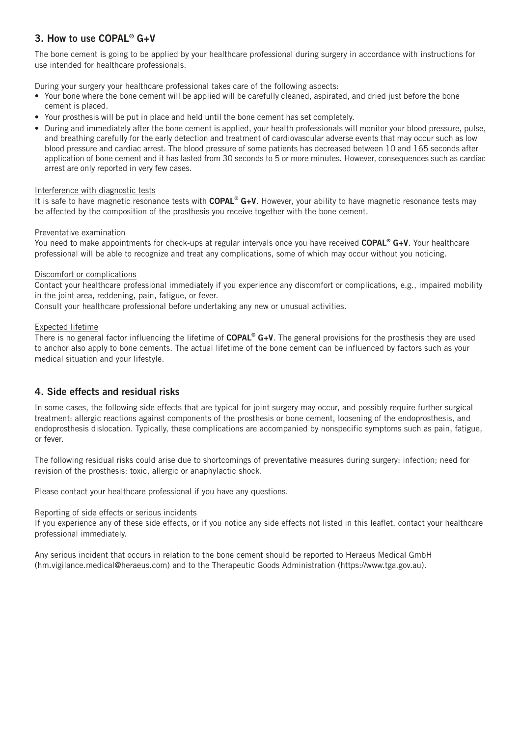## 3. How to use COPAL® G+V

The bone cement is going to be applied by your healthcare professional during surgery in accordance with instructions for use intended for healthcare professionals.

During your surgery your healthcare professional takes care of the following aspects:

- Your bone where the bone cement will be applied will be carefully cleaned, aspirated, and dried just before the bone cement is placed.
- Your prosthesis will be put in place and held until the bone cement has set completely.
- During and immediately after the bone cement is applied, your health professionals will monitor your blood pressure, pulse, and breathing carefully for the early detection and treatment of cardiovascular adverse events that may occur such as low blood pressure and cardiac arrest. The blood pressure of some patients has decreased between 10 and 165 seconds after application of bone cement and it has lasted from 30 seconds to 5 or more minutes. However, consequences such as cardiac arrest are only reported in very few cases.

Interference with diagnostic tests

It is safe to have magnetic resonance tests with **COPAL® G+V**. However, your ability to have magnetic resonance tests may be affected by the composition of the prosthesis you receive together with the bone cement.

Preventative examination

You need to make appointments for check-ups at regular intervals once you have received **COPAL® G+V**. Your healthcare professional will be able to recognize and treat any complications, some of which may occur without you noticing.

Discomfort or complications

Contact your healthcare professional immediately if you experience any discomfort or complications, e.g., impaired mobility in the joint area, reddening, pain, fatigue, or fever.

Consult your healthcare professional before undertaking any new or unusual activities.

Expected lifetime

There is no general factor influencing the lifetime of **COPAL® G+V**. The general provisions for the prosthesis they are used to anchor also apply to bone cements. The actual lifetime of the bone cement can be influenced by factors such as your medical situation and your lifestyle.

## 4. Side effects and residual risks

In some cases, the following side effects that are typical for joint surgery may occur, and possibly require further surgical treatment: allergic reactions against components of the prosthesis or bone cement, loosening of the endoprosthesis, and endoprosthesis dislocation. Typically, these complications are accompanied by nonspecific symptoms such as pain, fatigue, or fever.

The following residual risks could arise due to shortcomings of preventative measures during surgery: infection; need for revision of the prosthesis; toxic, allergic or anaphylactic shock.

Please contact your healthcare professional if you have any questions.

Reporting of side effects or serious incidents

If you experience any of these side effects, or if you notice any side effects not listed in this leaflet, contact your healthcare professional immediately.

Any serious incident that occurs in relation to the bone cement should be reported to Heraeus Medical GmbH (hm.vigilance.medical@heraeus.com) and to the Therapeutic Goods Administration (https://www.tga.gov.au).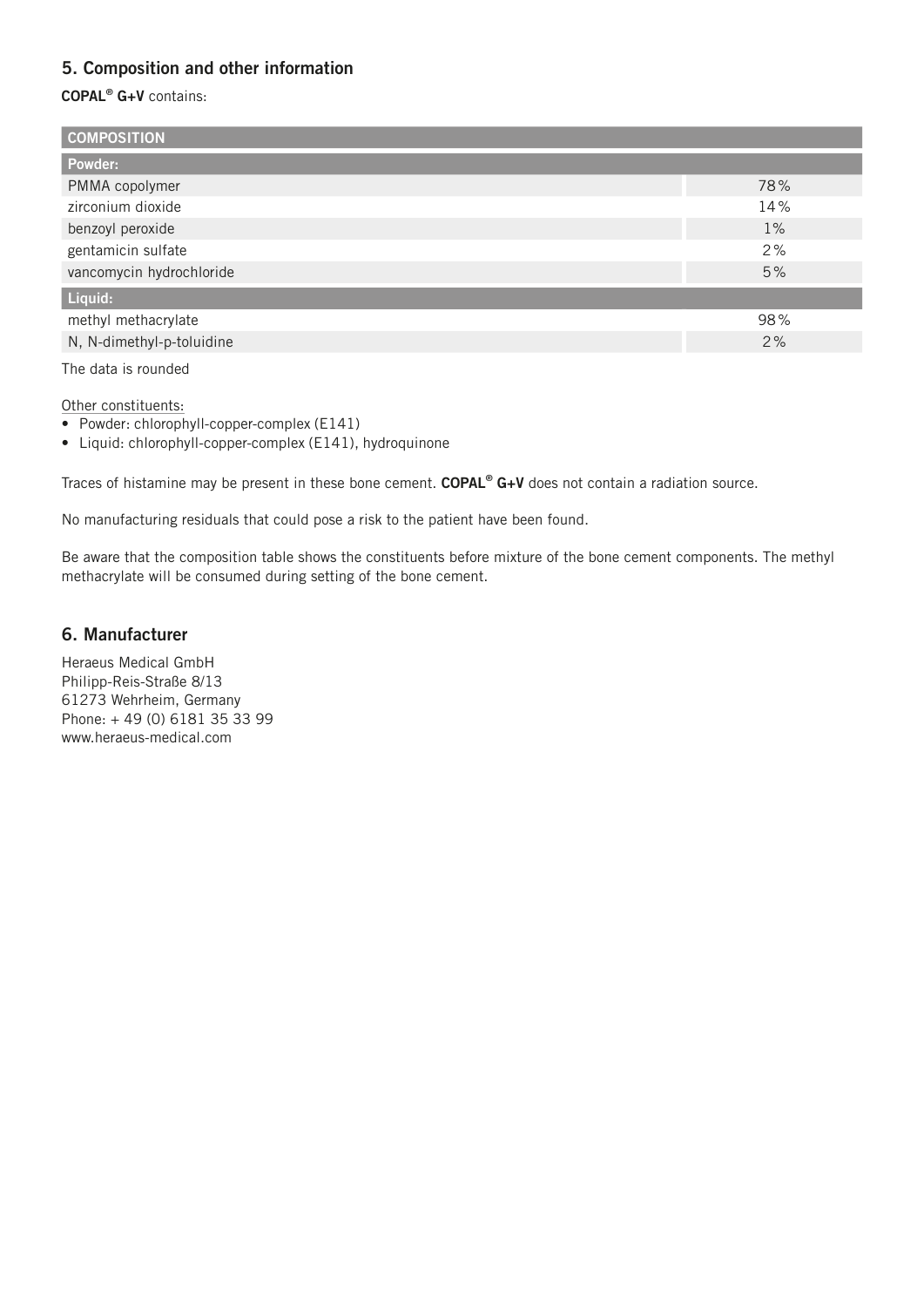## 5. Composition and other information

**COPAL® G+V** contains:

| COMPOSITION | |
|---|---|
| **Powder:** | |
| PMMA copolymer | 78% |
| zirconium dioxide | 14% |
| benzoyl peroxide | 1% |
| gentamicin sulfate | 2% |
| vancomycin hydrochloride | 5% |
| **Liquid:** | |
| methyl methacrylate | 98% |
| N, N-dimethyl-p-toluidine | 2% |

The data is rounded

Other constituents:

- Powder: chlorophyll-copper-complex (E141)
- Liquid: chlorophyll-copper-complex (E141), hydroquinone

Traces of histamine may be present in these bone cement. **COPAL® G+V** does not contain a radiation source.

No manufacturing residuals that could pose a risk to the patient have been found.

Be aware that the composition table shows the constituents before mixture of the bone cement components. The methyl methacrylate will be consumed during setting of the bone cement.

## 6. Manufacturer

Heraeus Medical GmbH
Philipp-Reis-Straße 8/13
61273 Wehrheim, Germany
Phone: + 49 (0) 6181 35 33 99
www.heraeus-medical.com